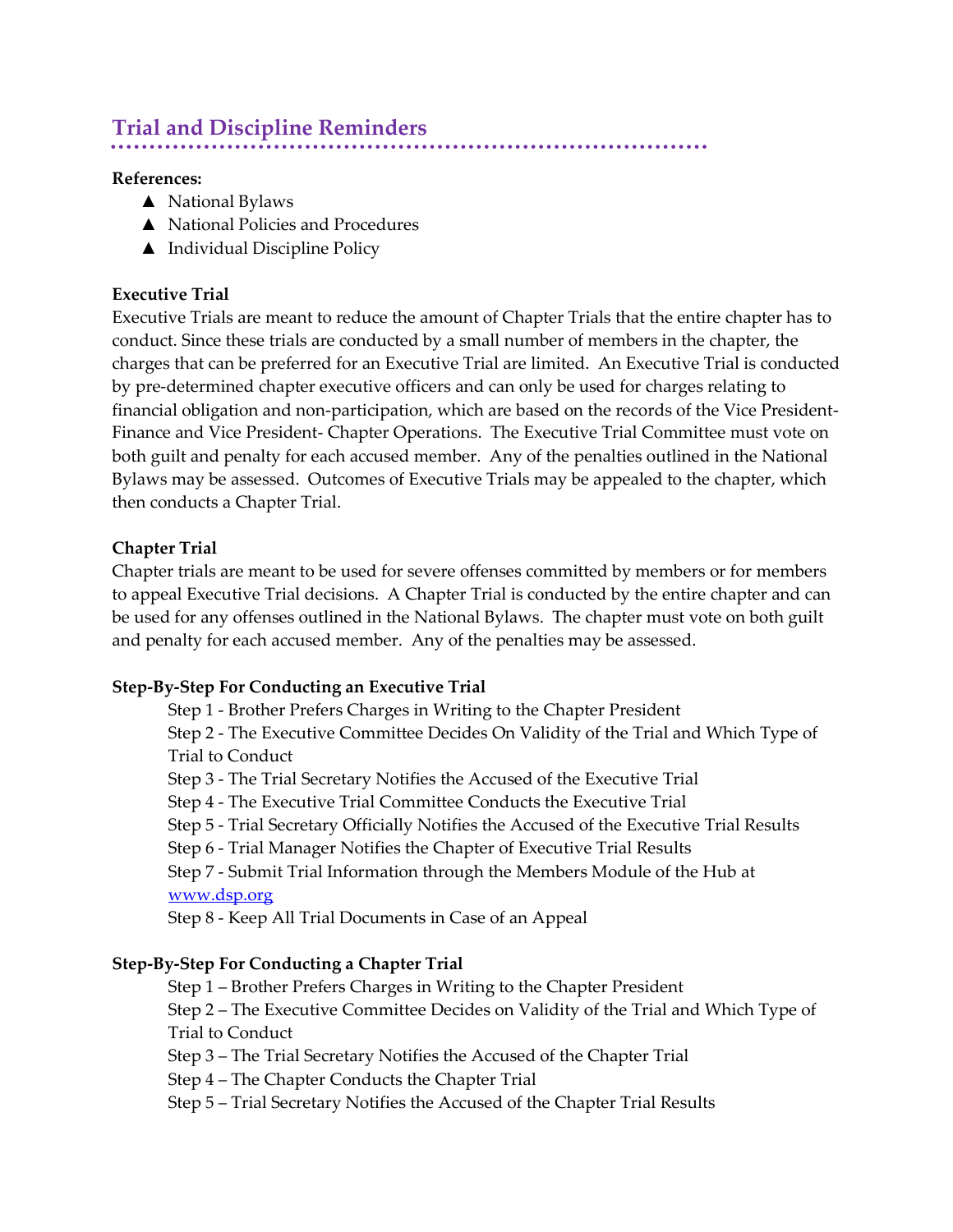## Trial and Discipline Reminders

**References:**

- National Bylaws
- National Policies and Procedures
- Individual Discipline Policy

**Executive Trial**

Executive Trials are meant to reduce the amount of Chapter Trials that the entire chapter has to conduct. Since these trials are conducted by a small number of members in the chapter, the charges that can be preferred for an Executive Trial are limited. An Executive Trial is conducted by pre-determined chapter executive officers and can only be used for charges relating to financial obligation and non-participation, which are based on the records of the Vice President-Finance and Vice President- Chapter Operations. The Executive Trial Committee must vote on both guilt and penalty for each accused member. Any of the penalties outlined in the National Bylaws may be assessed. Outcomes of Executive Trials may be appealed to the chapter, which then conducts a Chapter Trial.

**Chapter Trial**

Chapter trials are meant to be used for severe offenses committed by members or for members to appeal Executive Trial decisions. A Chapter Trial is conducted by the entire chapter and can be used for any offenses outlined in the National Bylaws. The chapter must vote on both guilt and penalty for each accused member. Any of the penalties may be assessed.

**Step-By-Step For Conducting an Executive Trial**

Step 1 - Brother Prefers Charges in Writing to the Chapter President
Step 2 - The Executive Committee Decides On Validity of the Trial and Which Type of Trial to Conduct
Step 3 - The Trial Secretary Notifies the Accused of the Executive Trial
Step 4 - The Executive Trial Committee Conducts the Executive Trial
Step 5 - Trial Secretary Officially Notifies the Accused of the Executive Trial Results
Step 6 - Trial Manager Notifies the Chapter of Executive Trial Results
Step 7 - Submit Trial Information through the Members Module of the Hub at www.dsp.org
Step 8 - Keep All Trial Documents in Case of an Appeal

**Step-By-Step For Conducting a Chapter Trial**

Step 1 – Brother Prefers Charges in Writing to the Chapter President
Step 2 – The Executive Committee Decides on Validity of the Trial and Which Type of Trial to Conduct
Step 3 – The Trial Secretary Notifies the Accused of the Chapter Trial
Step 4 – The Chapter Conducts the Chapter Trial
Step 5 – Trial Secretary Notifies the Accused of the Chapter Trial Results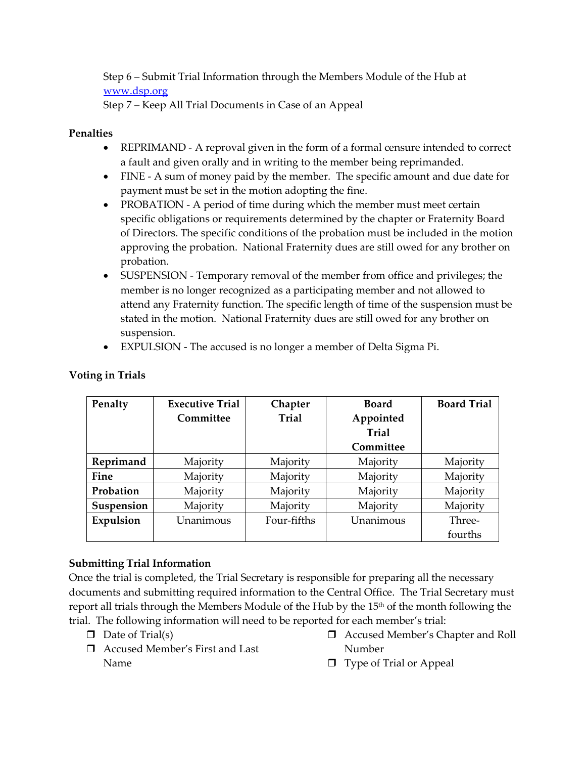Step 6 – Submit Trial Information through the Members Module of the Hub at [www.dsp.org](http://www.dsp.org)

Step 7 – Keep All Trial Documents in Case of an Appeal

**Penalties**

- REPRIMAND - A reproval given in the form of a formal censure intended to correct a fault and given orally and in writing to the member being reprimanded.
- FINE - A sum of money paid by the member. The specific amount and due date for payment must be set in the motion adopting the fine.
- PROBATION - A period of time during which the member must meet certain specific obligations or requirements determined by the chapter or Fraternity Board of Directors. The specific conditions of the probation must be included in the motion approving the probation. National Fraternity dues are still owed for any brother on probation.
- SUSPENSION - Temporary removal of the member from office and privileges; the member is no longer recognized as a participating member and not allowed to attend any Fraternity function. The specific length of time of the suspension must be stated in the motion. National Fraternity dues are still owed for any brother on suspension.
- EXPULSION - The accused is no longer a member of Delta Sigma Pi.

**Voting in Trials**

| Penalty | Executive Trial Committee | Chapter Trial | Board Appointed Trial Committee | Board Trial |
|---|---|---|---|---|
| **Reprimand** | Majority | Majority | Majority | Majority |
| **Fine** | Majority | Majority | Majority | Majority |
| **Probation** | Majority | Majority | Majority | Majority |
| **Suspension** | Majority | Majority | Majority | Majority |
| **Expulsion** | Unanimous | Four-fifths | Unanimous | Three-fourths |

**Submitting Trial Information**

Once the trial is completed, the Trial Secretary is responsible for preparing all the necessary documents and submitting required information to the Central Office. The Trial Secretary must report all trials through the Members Module of the Hub by the 15th of the month following the trial. The following information will need to be reported for each member's trial:

- ❒ Date of Trial(s)
- ❒ Accused Member's First and Last Name
- ❒ Accused Member's Chapter and Roll Number
- ❒ Type of Trial or Appeal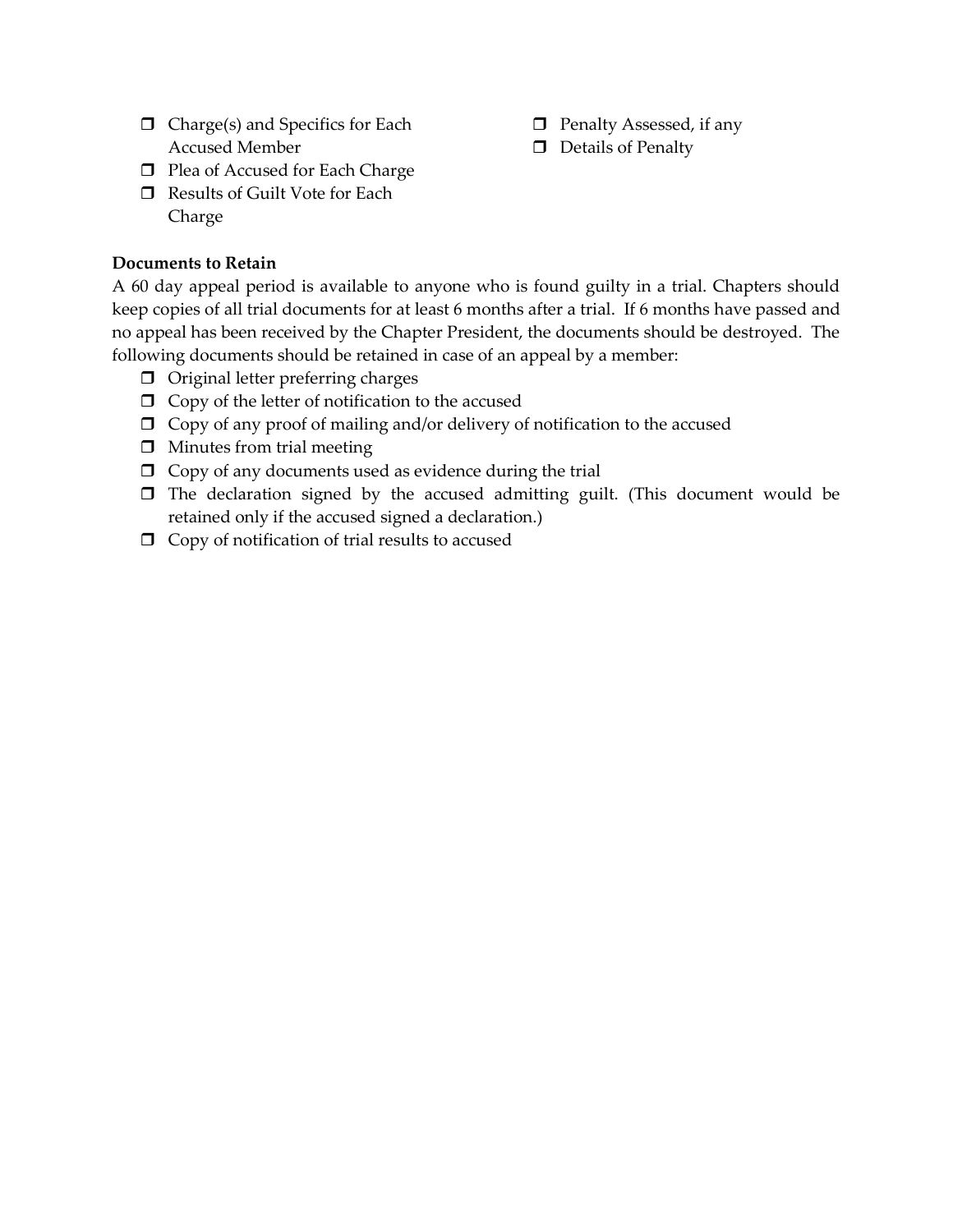- ❒ Charge(s) and Specifics for Each Accused Member
- ❒ Plea of Accused for Each Charge
- ❒ Results of Guilt Vote for Each Charge
- ❒ Penalty Assessed, if any
- ❒ Details of Penalty

**Documents to Retain**

A 60 day appeal period is available to anyone who is found guilty in a trial. Chapters should keep copies of all trial documents for at least 6 months after a trial. If 6 months have passed and no appeal has been received by the Chapter President, the documents should be destroyed. The following documents should be retained in case of an appeal by a member:

- ❒ Original letter preferring charges
- ❒ Copy of the letter of notification to the accused
- ❒ Copy of any proof of mailing and/or delivery of notification to the accused
- ❒ Minutes from trial meeting
- ❒ Copy of any documents used as evidence during the trial
- ❒ The declaration signed by the accused admitting guilt. (This document would be retained only if the accused signed a declaration.)
- ❒ Copy of notification of trial results to accused